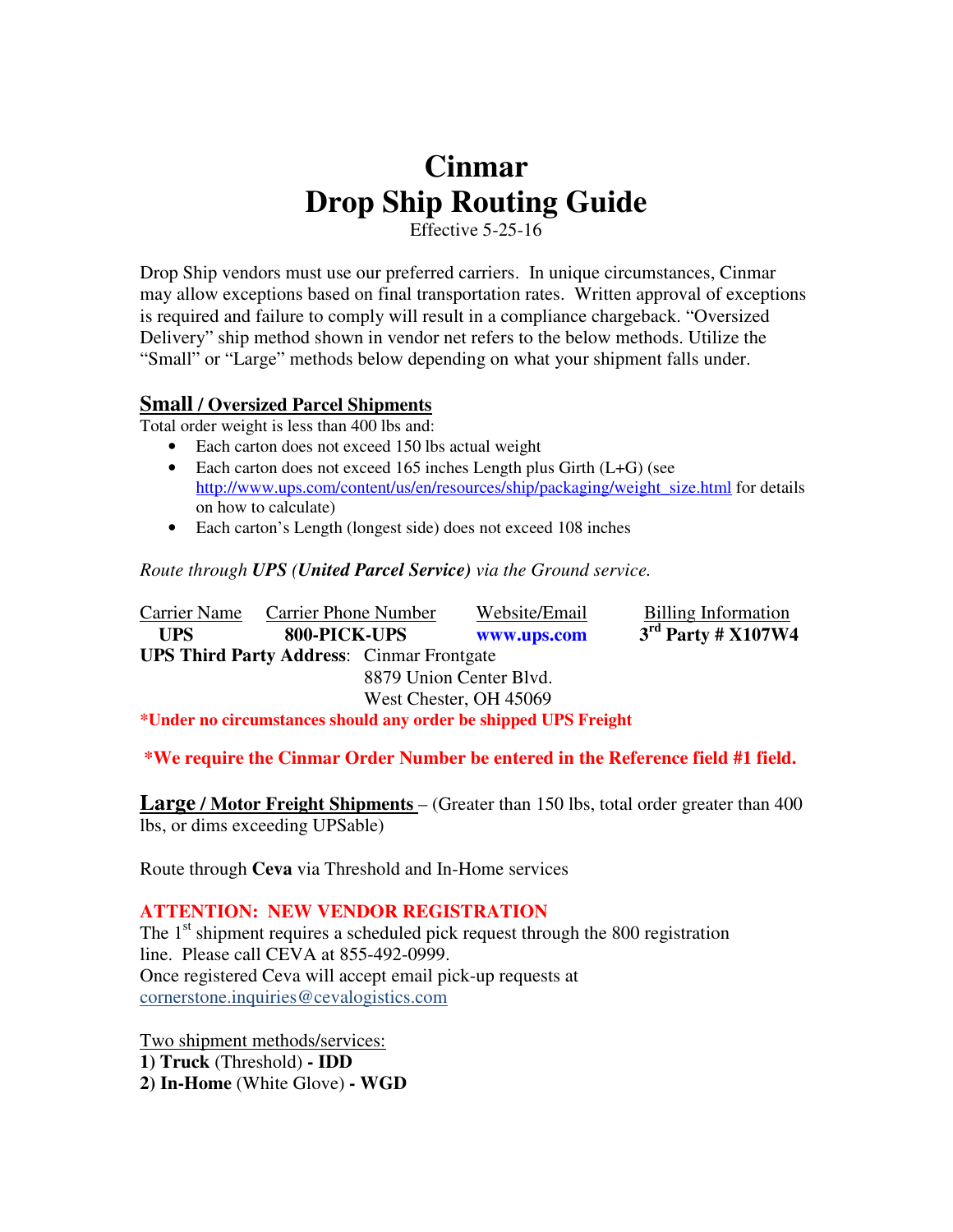# Cinmar
# Drop Ship Routing Guide

Effective 5-25-16

Drop Ship vendors must use our preferred carriers. In unique circumstances, Cinmar may allow exceptions based on final transportation rates. Written approval of exceptions is required and failure to comply will result in a compliance chargeback. "Oversized Delivery" ship method shown in vendor net refers to the below methods. Utilize the "Small" or "Large" methods below depending on what your shipment falls under.

## Small / Oversized Parcel Shipments

Total order weight is less than 400 lbs and:

- Each carton does not exceed 150 lbs actual weight
- Each carton does not exceed 165 inches Length plus Girth (L+G) (see http://www.ups.com/content/us/en/resources/ship/packaging/weight_size.html for details on how to calculate)
- Each carton's Length (longest side) does not exceed 108 inches

*Route through **UPS (United Parcel Service)** via the Ground service.*

| Carrier Name | Carrier Phone Number | Website/Email | Billing Information |
|---|---|---|---|
| **UPS** | **800-PICK-UPS** | **www.ups.com** | **3rd Party # X107W4** |

**UPS Third Party Address**: Cinmar Frontgate
8879 Union Center Blvd.
West Chester, OH 45069

**\*Under no circumstances should any order be shipped UPS Freight**

**\*We require the Cinmar Order Number be entered in the Reference field #1 field.**

## Large / Motor Freight Shipments – (Greater than 150 lbs, total order greater than 400 lbs, or dims exceeding UPSable)

Route through **Ceva** via Threshold and In-Home services

**ATTENTION: NEW VENDOR REGISTRATION**

The 1st shipment requires a scheduled pick request through the 800 registration line. Please call CEVA at 855-492-0999.
Once registered Ceva will accept email pick-up requests at cornerstone.inquiries@cevalogistics.com

Two shipment methods/services:

**1) Truck** (Threshold) **- IDD**
**2) In-Home** (White Glove) **- WGD**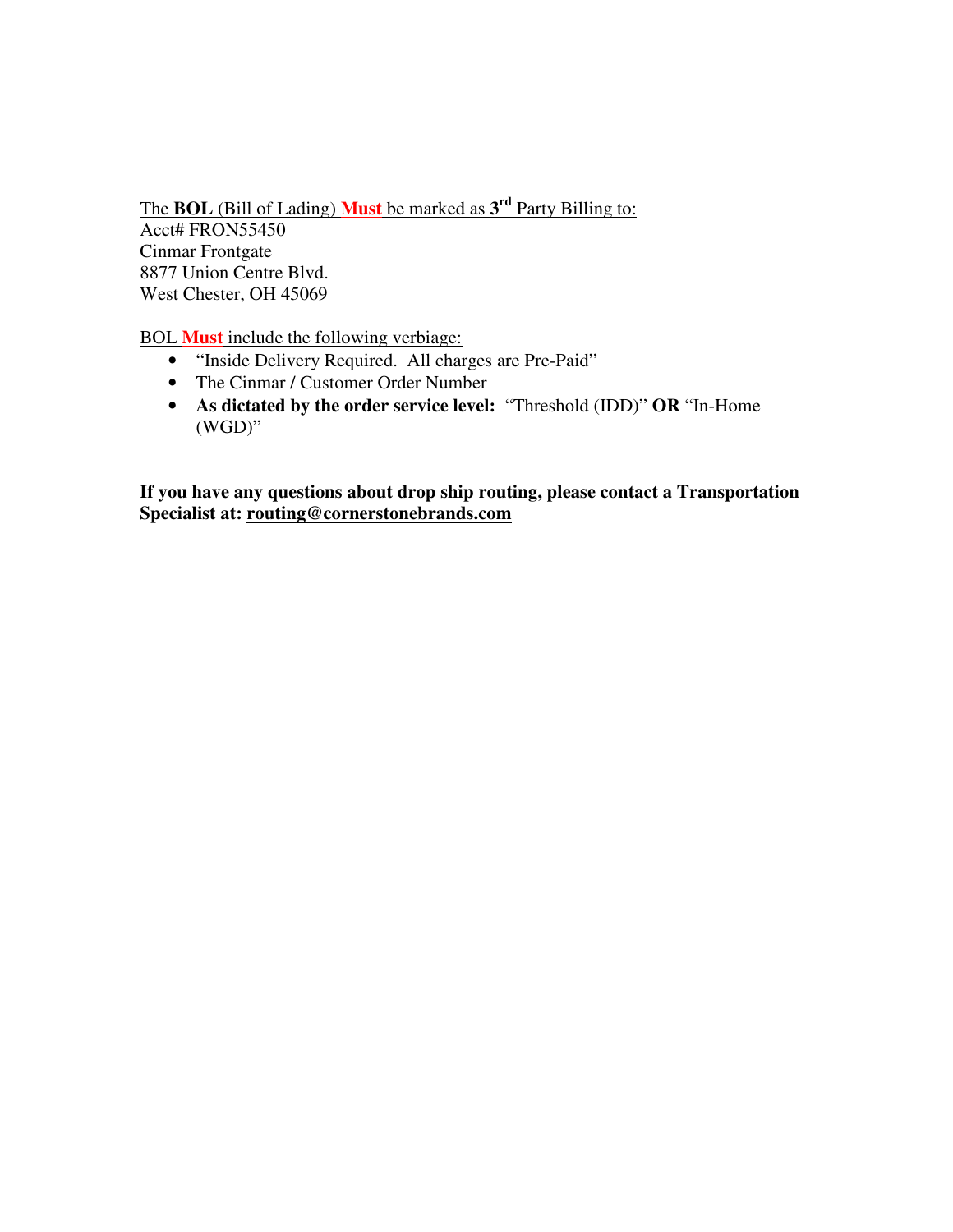The **BOL** (Bill of Lading) **Must** be marked as **3**[rd] Party Billing to:
Acct# FRON55450
Cinmar Frontgate
8877 Union Centre Blvd.
West Chester, OH 45069

BOL **Must** include the following verbiage:

- "Inside Delivery Required.  All charges are Pre-Paid"
- The Cinmar / Customer Order Number
- **As dictated by the order service level:** "Threshold (IDD)" **OR** "In-Home (WGD)"

**If you have any questions about drop ship routing, please contact a Transportation Specialist at: routing@cornerstonebrands.com**